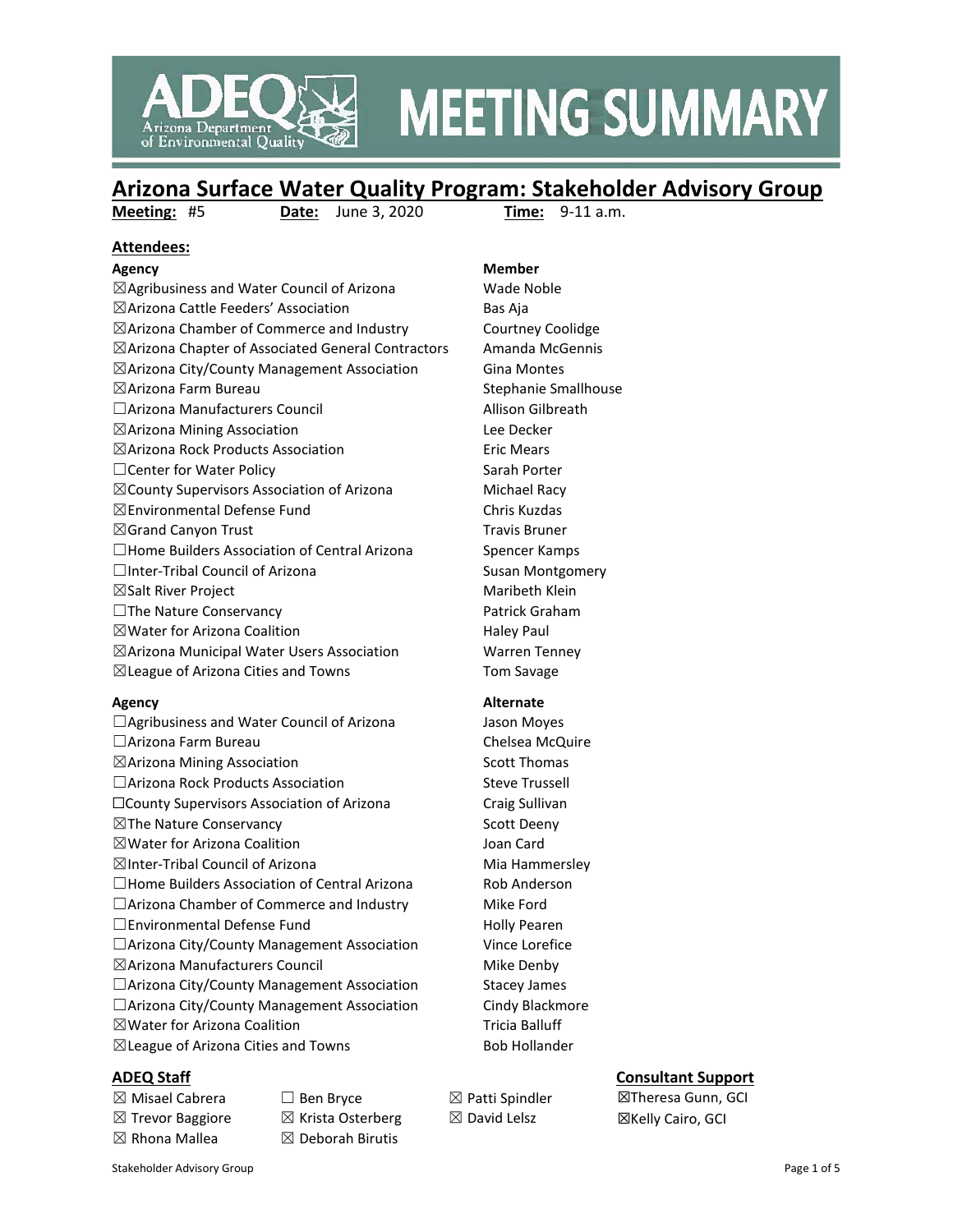# MEETING SUMMARY

## Arizona Surface Water Quality Program: Stakeholder Advisory Group

**Meeting:** #5 **Date:** June 3, 2020 **Time:** 9-11 a.m.

### Attendees:

| Agency | Member |
|---|---|
| ☒Agribusiness and Water Council of Arizona | Wade Noble |
| ☒Arizona Cattle Feeders' Association | Bas Aja |
| ☒Arizona Chamber of Commerce and Industry | Courtney Coolidge |
| ☒Arizona Chapter of Associated General Contractors | Amanda McGennis |
| ☒Arizona City/County Management Association | Gina Montes |
| ☒Arizona Farm Bureau | Stephanie Smallhouse |
| ☐Arizona Manufacturers Council | Allison Gilbreath |
| ☒Arizona Mining Association | Lee Decker |
| ☒Arizona Rock Products Association | Eric Mears |
| ☐Center for Water Policy | Sarah Porter |
| ☒County Supervisors Association of Arizona | Michael Racy |
| ☒Environmental Defense Fund | Chris Kuzdas |
| ☒Grand Canyon Trust | Travis Bruner |
| ☐Home Builders Association of Central Arizona | Spencer Kamps |
| ☐Inter-Tribal Council of Arizona | Susan Montgomery |
| ☒Salt River Project | Maribeth Klein |
| ☐The Nature Conservancy | Patrick Graham |
| ☒Water for Arizona Coalition | Haley Paul |
| ☒Arizona Municipal Water Users Association | Warren Tenney |
| ☒League of Arizona Cities and Towns | Tom Savage |

| Agency | Alternate |
|---|---|
| ☐Agribusiness and Water Council of Arizona | Jason Moyes |
| ☐Arizona Farm Bureau | Chelsea McQuire |
| ☒Arizona Mining Association | Scott Thomas |
| ☐Arizona Rock Products Association | Steve Trussell |
| ☐County Supervisors Association of Arizona | Craig Sullivan |
| ☒The Nature Conservancy | Scott Deeny |
| ☒Water for Arizona Coalition | Joan Card |
| ☒Inter-Tribal Council of Arizona | Mia Hammersley |
| ☐Home Builders Association of Central Arizona | Rob Anderson |
| ☐Arizona Chamber of Commerce and Industry | Mike Ford |
| ☐Environmental Defense Fund | Holly Pearen |
| ☐Arizona City/County Management Association | Vince Lorefice |
| ☒Arizona Manufacturers Council | Mike Denby |
| ☐Arizona City/County Management Association | Stacey James |
| ☐Arizona City/County Management Association | Cindy Blackmore |
| ☒Water for Arizona Coalition | Tricia Balluff |
| ☒League of Arizona Cities and Towns | Bob Hollander |

### ADEQ Staff

- ☒ Misael Cabrera
- ☒ Trevor Baggiore
- ☒ Rhona Mallea
- ☐ Ben Bryce
- ☒ Krista Osterberg
- ☒ Deborah Birutis
- ☒ Patti Spindler
- ☒ David Lelsz

### Consultant Support

- ☒Theresa Gunn, GCI
- ☒Kelly Cairo, GCI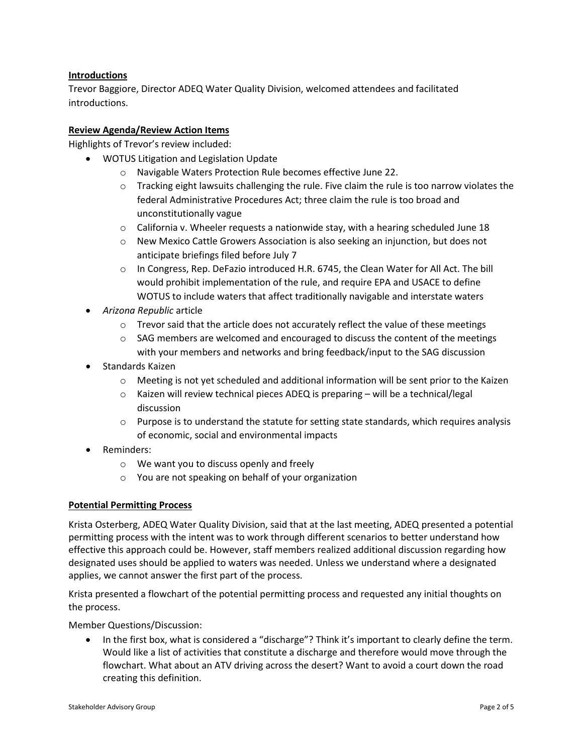**Introductions**

Trevor Baggiore, Director ADEQ Water Quality Division, welcomed attendees and facilitated introductions.

**Review Agenda/Review Action Items**

Highlights of Trevor's review included:

- WOTUS Litigation and Legislation Update
  - Navigable Waters Protection Rule becomes effective June 22.
  - Tracking eight lawsuits challenging the rule. Five claim the rule is too narrow violates the federal Administrative Procedures Act; three claim the rule is too broad and unconstitutionally vague
  - California v. Wheeler requests a nationwide stay, with a hearing scheduled June 18
  - New Mexico Cattle Growers Association is also seeking an injunction, but does not anticipate briefings filed before July 7
  - In Congress, Rep. DeFazio introduced H.R. 6745, the Clean Water for All Act. The bill would prohibit implementation of the rule, and require EPA and USACE to define WOTUS to include waters that affect traditionally navigable and interstate waters
- *Arizona Republic* article
  - Trevor said that the article does not accurately reflect the value of these meetings
  - SAG members are welcomed and encouraged to discuss the content of the meetings with your members and networks and bring feedback/input to the SAG discussion
- Standards Kaizen
  - Meeting is not yet scheduled and additional information will be sent prior to the Kaizen
  - Kaizen will review technical pieces ADEQ is preparing – will be a technical/legal discussion
  - Purpose is to understand the statute for setting state standards, which requires analysis of economic, social and environmental impacts
- Reminders:
  - We want you to discuss openly and freely
  - You are not speaking on behalf of your organization

**Potential Permitting Process**

Krista Osterberg, ADEQ Water Quality Division, said that at the last meeting, ADEQ presented a potential permitting process with the intent was to work through different scenarios to better understand how effective this approach could be. However, staff members realized additional discussion regarding how designated uses should be applied to waters was needed. Unless we understand where a designated applies, we cannot answer the first part of the process.

Krista presented a flowchart of the potential permitting process and requested any initial thoughts on the process.

Member Questions/Discussion:

- In the first box, what is considered a "discharge"? Think it's important to clearly define the term. Would like a list of activities that constitute a discharge and therefore would move through the flowchart. What about an ATV driving across the desert? Want to avoid a court down the road creating this definition.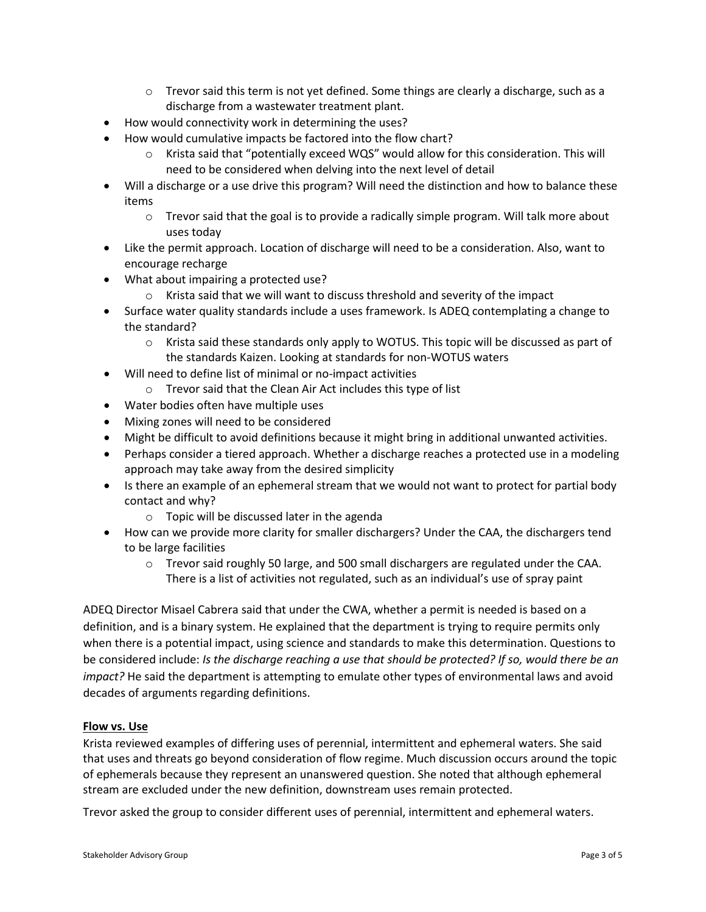- Trevor said this term is not yet defined. Some things are clearly a discharge, such as a discharge from a wastewater treatment plant.
- How would connectivity work in determining the uses?
- How would cumulative impacts be factored into the flow chart?
  - Krista said that "potentially exceed WQS" would allow for this consideration. This will need to be considered when delving into the next level of detail
- Will a discharge or a use drive this program? Will need the distinction and how to balance these items
  - Trevor said that the goal is to provide a radically simple program. Will talk more about uses today
- Like the permit approach. Location of discharge will need to be a consideration. Also, want to encourage recharge
- What about impairing a protected use?
  - Krista said that we will want to discuss threshold and severity of the impact
- Surface water quality standards include a uses framework. Is ADEQ contemplating a change to the standard?
  - Krista said these standards only apply to WOTUS. This topic will be discussed as part of the standards Kaizen. Looking at standards for non-WOTUS waters
- Will need to define list of minimal or no-impact activities
  - Trevor said that the Clean Air Act includes this type of list
- Water bodies often have multiple uses
- Mixing zones will need to be considered
- Might be difficult to avoid definitions because it might bring in additional unwanted activities.
- Perhaps consider a tiered approach. Whether a discharge reaches a protected use in a modeling approach may take away from the desired simplicity
- Is there an example of an ephemeral stream that we would not want to protect for partial body contact and why?
  - Topic will be discussed later in the agenda
- How can we provide more clarity for smaller dischargers? Under the CAA, the dischargers tend to be large facilities
  - Trevor said roughly 50 large, and 500 small dischargers are regulated under the CAA. There is a list of activities not regulated, such as an individual's use of spray paint

ADEQ Director Misael Cabrera said that under the CWA, whether a permit is needed is based on a definition, and is a binary system. He explained that the department is trying to require permits only when there is a potential impact, using science and standards to make this determination. Questions to be considered include: *Is the discharge reaching a use that should be protected? If so, would there be an impact?* He said the department is attempting to emulate other types of environmental laws and avoid decades of arguments regarding definitions.

**Flow vs. Use**

Krista reviewed examples of differing uses of perennial, intermittent and ephemeral waters. She said that uses and threats go beyond consideration of flow regime. Much discussion occurs around the topic of ephemerals because they represent an unanswered question. She noted that although ephemeral stream are excluded under the new definition, downstream uses remain protected.

Trevor asked the group to consider different uses of perennial, intermittent and ephemeral waters.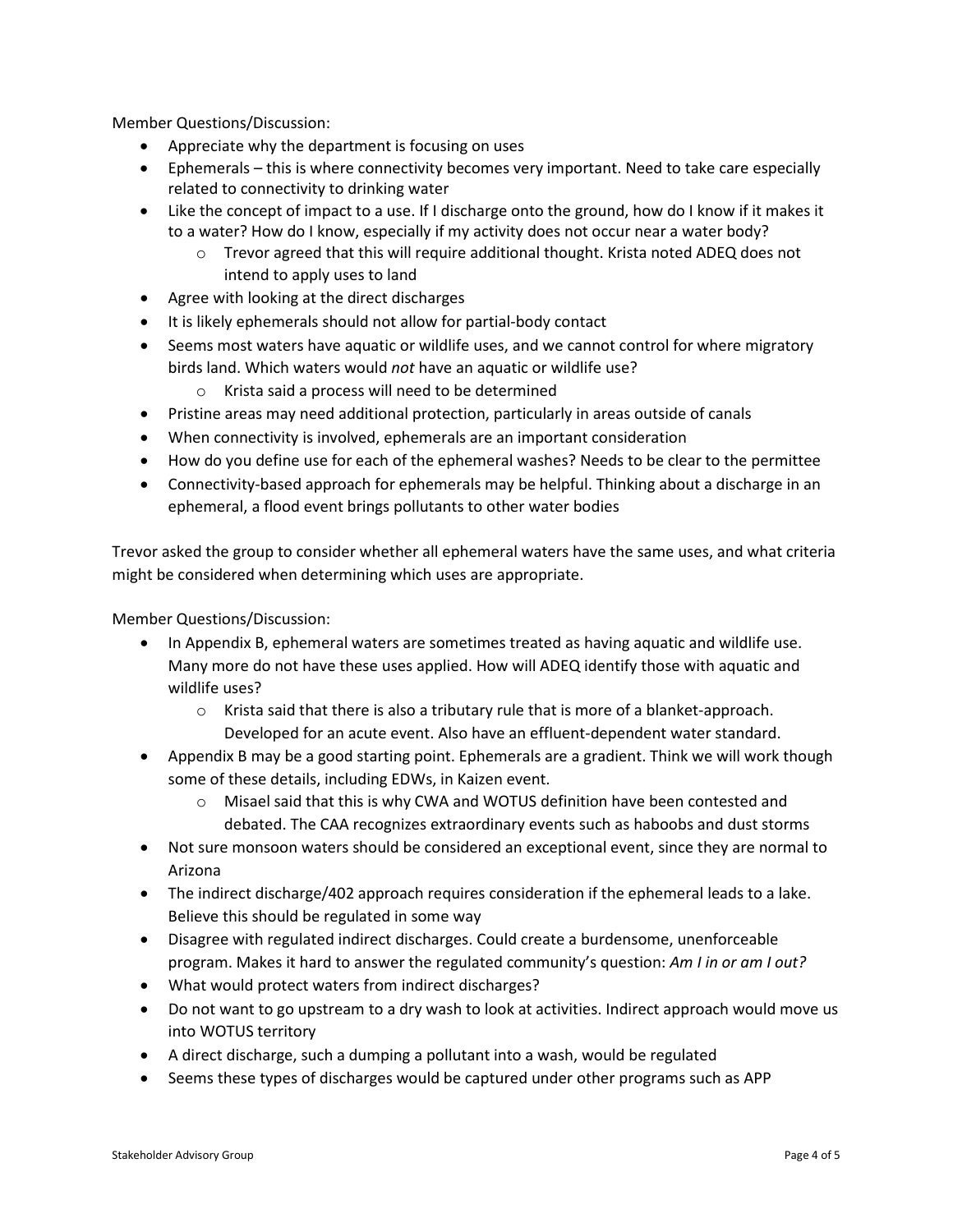Member Questions/Discussion:

- Appreciate why the department is focusing on uses
- Ephemerals – this is where connectivity becomes very important. Need to take care especially related to connectivity to drinking water
- Like the concept of impact to a use. If I discharge onto the ground, how do I know if it makes it to a water? How do I know, especially if my activity does not occur near a water body?
    - Trevor agreed that this will require additional thought. Krista noted ADEQ does not intend to apply uses to land
- Agree with looking at the direct discharges
- It is likely ephemerals should not allow for partial-body contact
- Seems most waters have aquatic or wildlife uses, and we cannot control for where migratory birds land. Which waters would *not* have an aquatic or wildlife use?
    - Krista said a process will need to be determined
- Pristine areas may need additional protection, particularly in areas outside of canals
- When connectivity is involved, ephemerals are an important consideration
- How do you define use for each of the ephemeral washes? Needs to be clear to the permittee
- Connectivity-based approach for ephemerals may be helpful. Thinking about a discharge in an ephemeral, a flood event brings pollutants to other water bodies

Trevor asked the group to consider whether all ephemeral waters have the same uses, and what criteria might be considered when determining which uses are appropriate.

Member Questions/Discussion:

- In Appendix B, ephemeral waters are sometimes treated as having aquatic and wildlife use. Many more do not have these uses applied. How will ADEQ identify those with aquatic and wildlife uses?
    - Krista said that there is also a tributary rule that is more of a blanket-approach. Developed for an acute event. Also have an effluent-dependent water standard.
- Appendix B may be a good starting point. Ephemerals are a gradient. Think we will work though some of these details, including EDWs, in Kaizen event.
    - Misael said that this is why CWA and WOTUS definition have been contested and debated. The CAA recognizes extraordinary events such as haboobs and dust storms
- Not sure monsoon waters should be considered an exceptional event, since they are normal to Arizona
- The indirect discharge/402 approach requires consideration if the ephemeral leads to a lake. Believe this should be regulated in some way
- Disagree with regulated indirect discharges. Could create a burdensome, unenforceable program. Makes it hard to answer the regulated community's question: *Am I in or am I out?*
- What would protect waters from indirect discharges?
- Do not want to go upstream to a dry wash to look at activities. Indirect approach would move us into WOTUS territory
- A direct discharge, such a dumping a pollutant into a wash, would be regulated
- Seems these types of discharges would be captured under other programs such as APP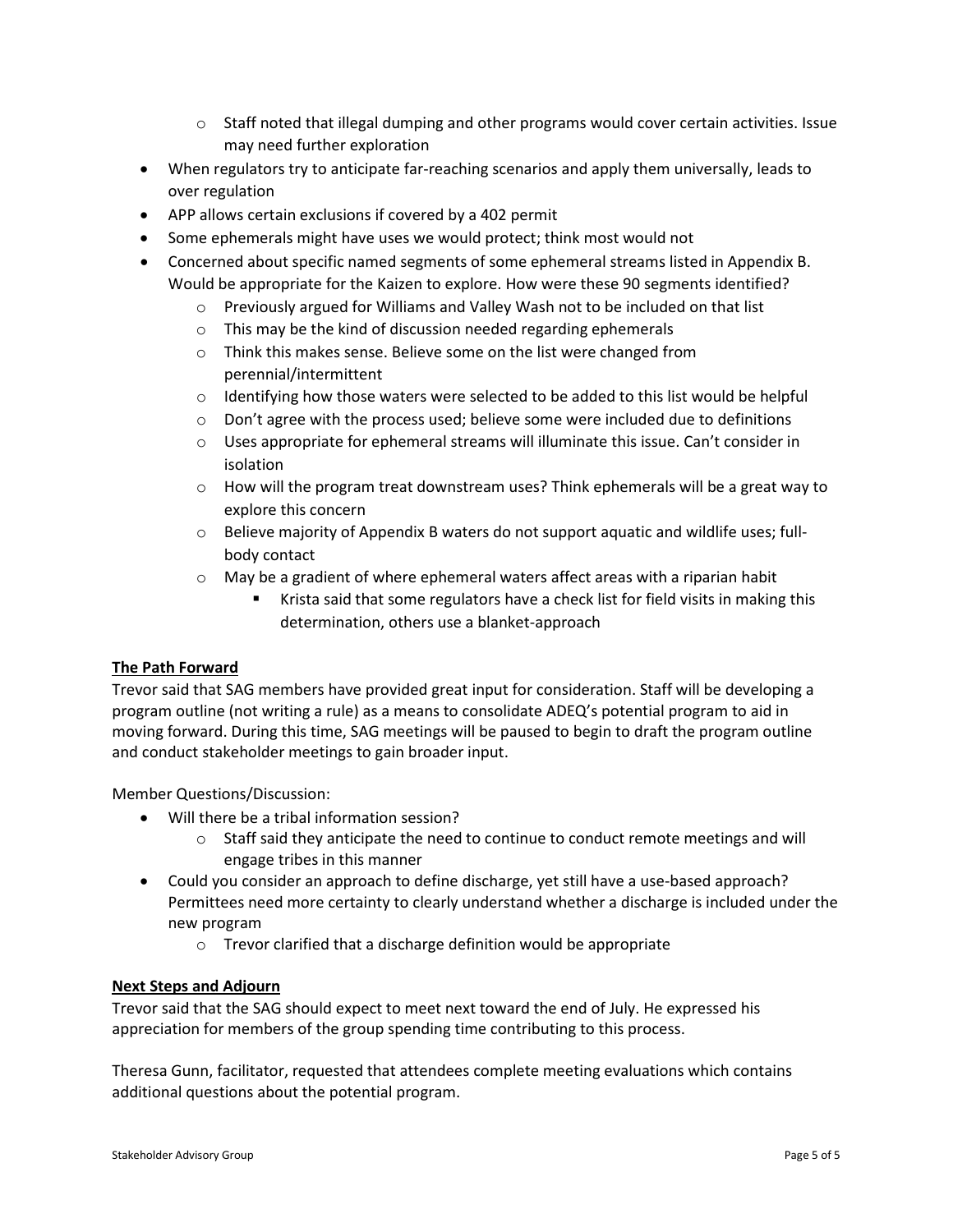- Staff noted that illegal dumping and other programs would cover certain activities. Issue may need further exploration
- When regulators try to anticipate far-reaching scenarios and apply them universally, leads to over regulation
- APP allows certain exclusions if covered by a 402 permit
- Some ephemerals might have uses we would protect; think most would not
- Concerned about specific named segments of some ephemeral streams listed in Appendix B. Would be appropriate for the Kaizen to explore. How were these 90 segments identified?
    - Previously argued for Williams and Valley Wash not to be included on that list
    - This may be the kind of discussion needed regarding ephemerals
    - Think this makes sense. Believe some on the list were changed from perennial/intermittent
    - Identifying how those waters were selected to be added to this list would be helpful
    - Don't agree with the process used; believe some were included due to definitions
    - Uses appropriate for ephemeral streams will illuminate this issue. Can't consider in isolation
    - How will the program treat downstream uses? Think ephemerals will be a great way to explore this concern
    - Believe majority of Appendix B waters do not support aquatic and wildlife uses; full-body contact
    - May be a gradient of where ephemeral waters affect areas with a riparian habit
        - Krista said that some regulators have a check list for field visits in making this determination, others use a blanket-approach

**The Path Forward**

Trevor said that SAG members have provided great input for consideration. Staff will be developing a program outline (not writing a rule) as a means to consolidate ADEQ's potential program to aid in moving forward. During this time, SAG meetings will be paused to begin to draft the program outline and conduct stakeholder meetings to gain broader input.

Member Questions/Discussion:

- Will there be a tribal information session?
    - Staff said they anticipate the need to continue to conduct remote meetings and will engage tribes in this manner
- Could you consider an approach to define discharge, yet still have a use-based approach? Permittees need more certainty to clearly understand whether a discharge is included under the new program
    - Trevor clarified that a discharge definition would be appropriate

**Next Steps and Adjourn**

Trevor said that the SAG should expect to meet next toward the end of July. He expressed his appreciation for members of the group spending time contributing to this process.

Theresa Gunn, facilitator, requested that attendees complete meeting evaluations which contains additional questions about the potential program.